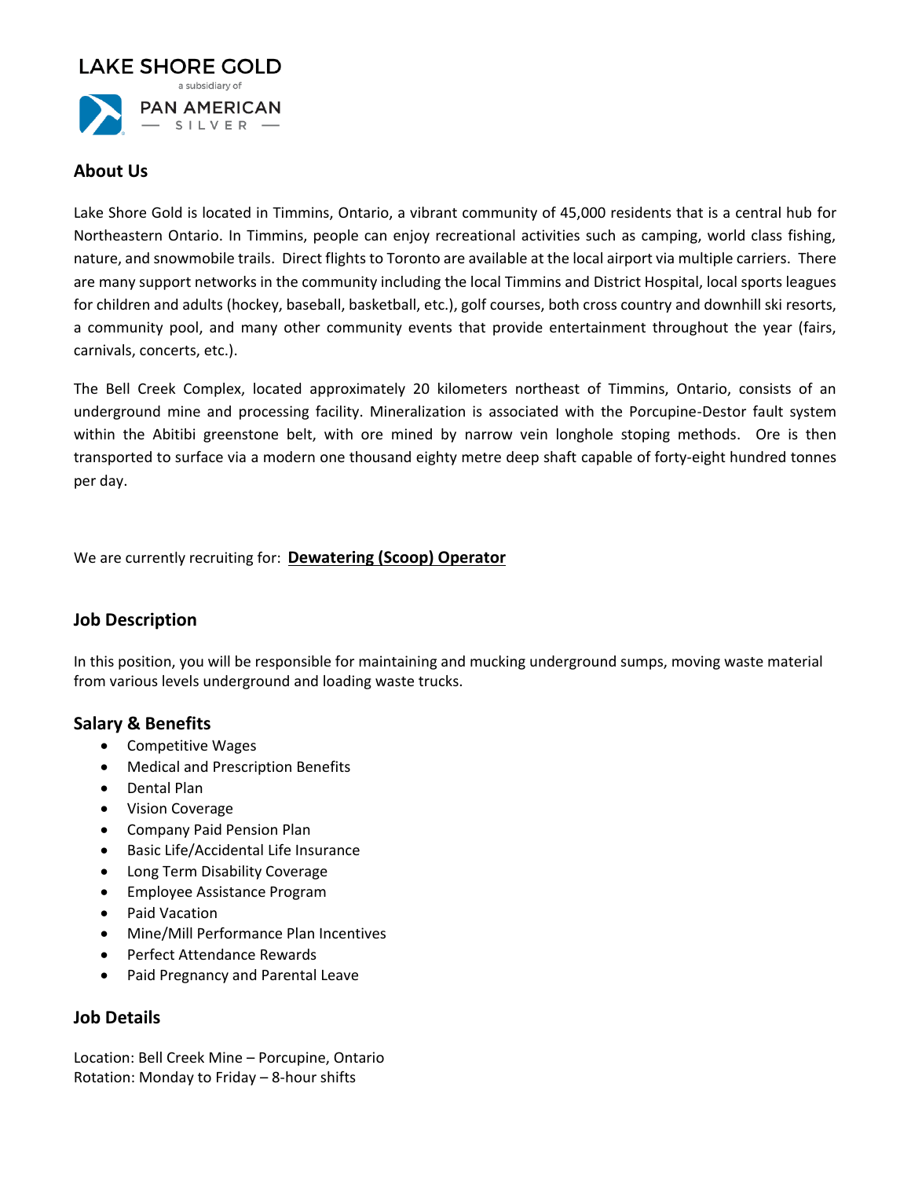LAKE SHORE GOLD

a subsidiary of

PAN AMERICAN SILVER

## About Us

Lake Shore Gold is located in Timmins, Ontario, a vibrant community of 45,000 residents that is a central hub for Northeastern Ontario. In Timmins, people can enjoy recreational activities such as camping, world class fishing, nature, and snowmobile trails. Direct flights to Toronto are available at the local airport via multiple carriers. There are many support networks in the community including the local Timmins and District Hospital, local sports leagues for children and adults (hockey, baseball, basketball, etc.), golf courses, both cross country and downhill ski resorts, a community pool, and many other community events that provide entertainment throughout the year (fairs, carnivals, concerts, etc.).

The Bell Creek Complex, located approximately 20 kilometers northeast of Timmins, Ontario, consists of an underground mine and processing facility. Mineralization is associated with the Porcupine-Destor fault system within the Abitibi greenstone belt, with ore mined by narrow vein longhole stoping methods. Ore is then transported to surface via a modern one thousand eighty metre deep shaft capable of forty-eight hundred tonnes per day.

We are currently recruiting for: **Dewatering (Scoop) Operator**

## Job Description

In this position, you will be responsible for maintaining and mucking underground sumps, moving waste material from various levels underground and loading waste trucks.

## Salary & Benefits

- Competitive Wages
- Medical and Prescription Benefits
- Dental Plan
- Vision Coverage
- Company Paid Pension Plan
- Basic Life/Accidental Life Insurance
- Long Term Disability Coverage
- Employee Assistance Program
- Paid Vacation
- Mine/Mill Performance Plan Incentives
- Perfect Attendance Rewards
- Paid Pregnancy and Parental Leave

## Job Details

Location: Bell Creek Mine – Porcupine, Ontario
Rotation: Monday to Friday – 8-hour shifts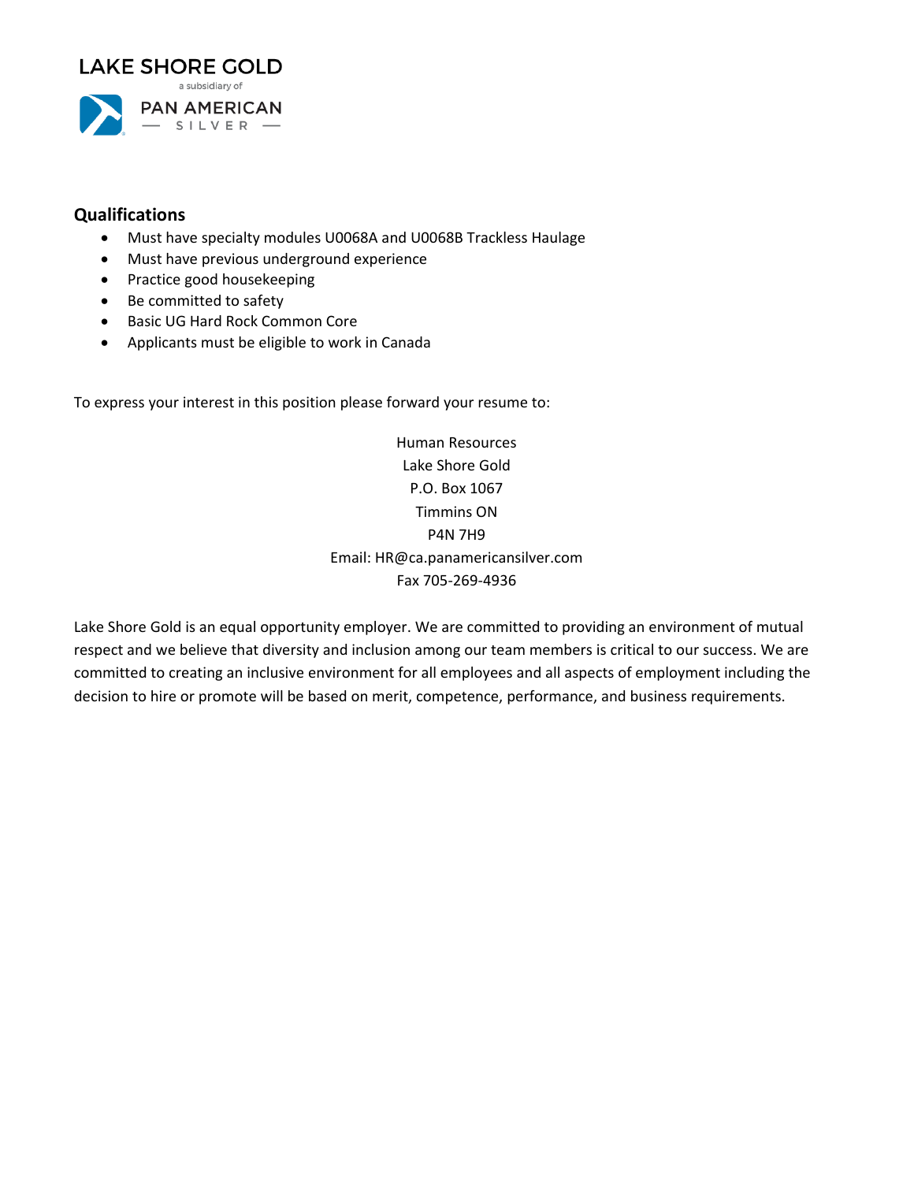LAKE SHORE GOLD

a subsidiary of

PAN AMERICAN SILVER

## Qualifications

- Must have specialty modules U0068A and U0068B Trackless Haulage
- Must have previous underground experience
- Practice good housekeeping
- Be committed to safety
- Basic UG Hard Rock Common Core
- Applicants must be eligible to work in Canada

To express your interest in this position please forward your resume to:

Human Resources
Lake Shore Gold
P.O. Box 1067
Timmins ON
P4N 7H9
Email: HR@ca.panamericansilver.com
Fax 705-269-4936

Lake Shore Gold is an equal opportunity employer. We are committed to providing an environment of mutual respect and we believe that diversity and inclusion among our team members is critical to our success. We are committed to creating an inclusive environment for all employees and all aspects of employment including the decision to hire or promote will be based on merit, competence, performance, and business requirements.